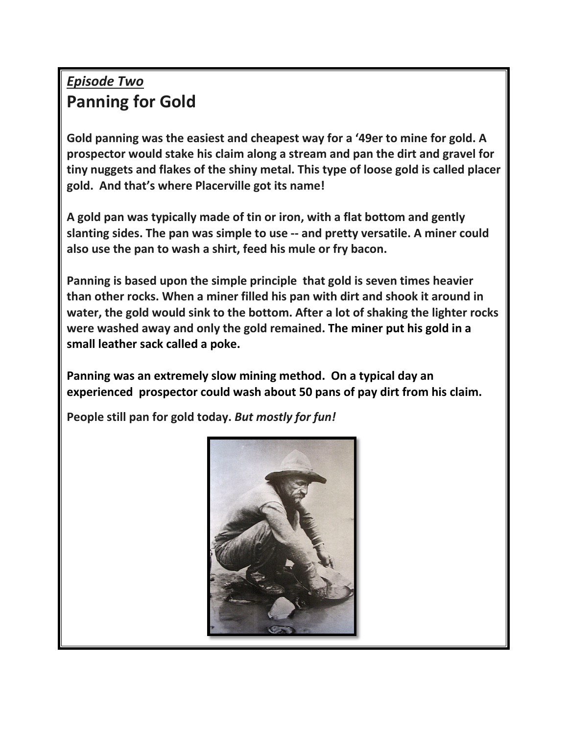*Episode Two*

# Panning for Gold

**Gold panning was the easiest and cheapest way for a '49er to mine for gold. A prospector would stake his claim along a stream and pan the dirt and gravel for tiny nuggets and flakes of the shiny metal. This type of loose gold is called placer gold. And that's where Placerville got its name!**

**A gold pan was typically made of tin or iron, with a flat bottom and gently slanting sides. The pan was simple to use -- and pretty versatile. A miner could also use the pan to wash a shirt, feed his mule or fry bacon.**

**Panning is based upon the simple principle that gold is seven times heavier than other rocks. When a miner filled his pan with dirt and shook it around in water, the gold would sink to the bottom. After a lot of shaking the lighter rocks were washed away and only the gold remained. The miner put his gold in a small leather sack called a poke.**

**Panning was an extremely slow mining method. On a typical day an experienced prospector could wash about 50 pans of pay dirt from his claim.**

**People still pan for gold today.** ***But mostly for fun!***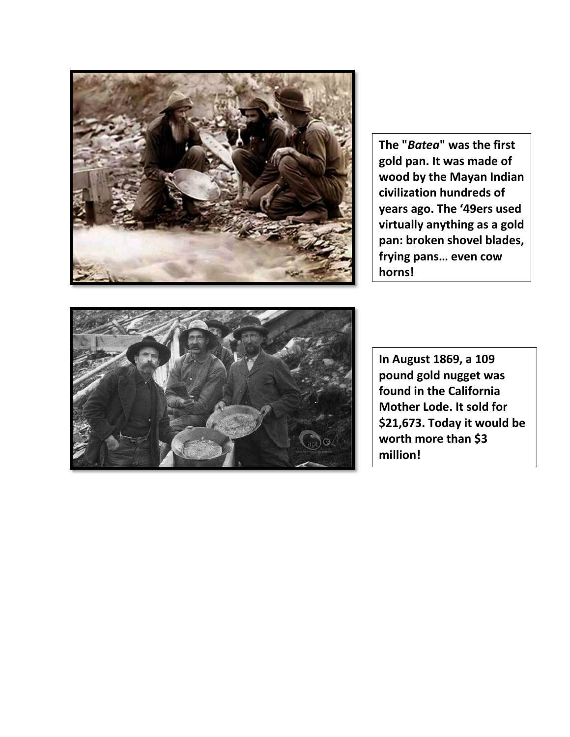**The "*Batea*" was the first gold pan. It was made of wood by the Mayan Indian civilization hundreds of years ago. The '49ers used virtually anything as a gold pan: broken shovel blades, frying pans… even cow horns!**

**In August 1869, a 109 pound gold nugget was found in the California Mother Lode. It sold for $21,673. Today it would be worth more than $3 million!**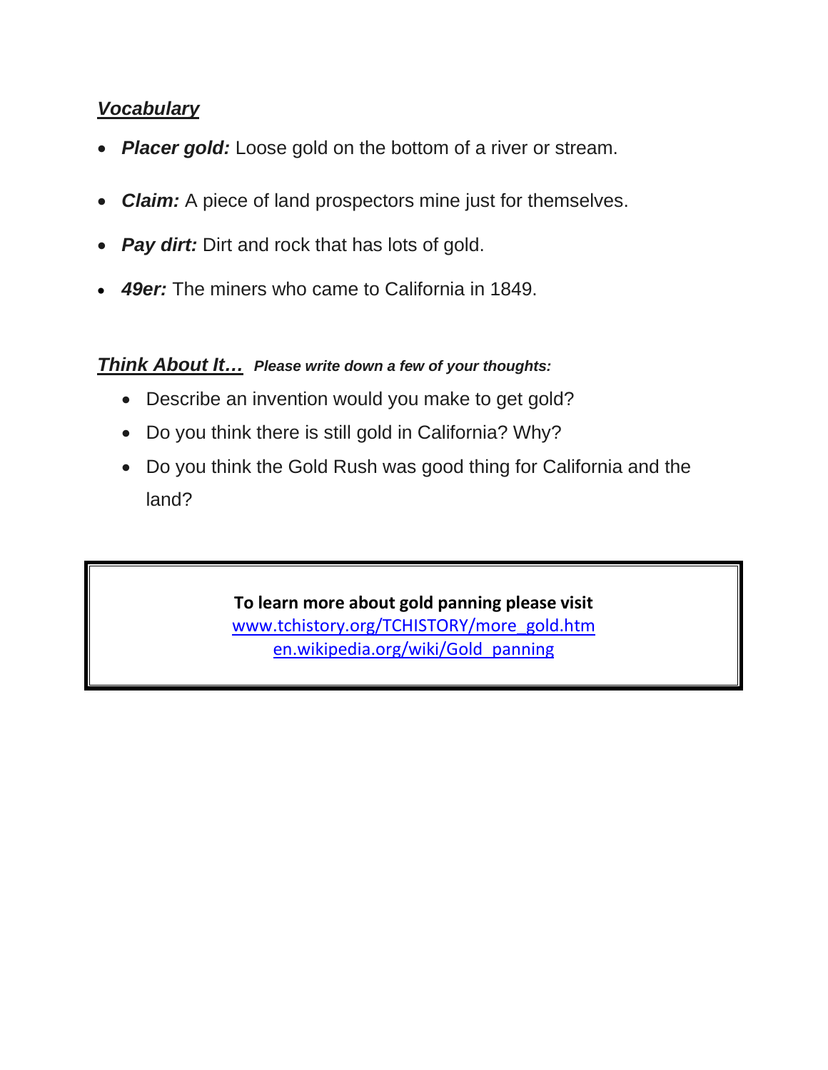## ***Vocabulary***

- ***Placer gold:*** Loose gold on the bottom of a river or stream.
- ***Claim:*** A piece of land prospectors mine just for themselves.
- ***Pay dirt:*** Dirt and rock that has lots of gold.
- ***49er:*** The miners who came to California in 1849.

## ***Think About It…*** ***Please write down a few of your thoughts:***

- Describe an invention would you make to get gold?
- Do you think there is still gold in California? Why?
- Do you think the Gold Rush was good thing for California and the land?

**To learn more about gold panning please visit**
[www.tchistory.org/TCHISTORY/more_gold.htm](http://www.tchistory.org/TCHISTORY/more_gold.htm)
[en.wikipedia.org/wiki/Gold_panning](https://en.wikipedia.org/wiki/Gold_panning)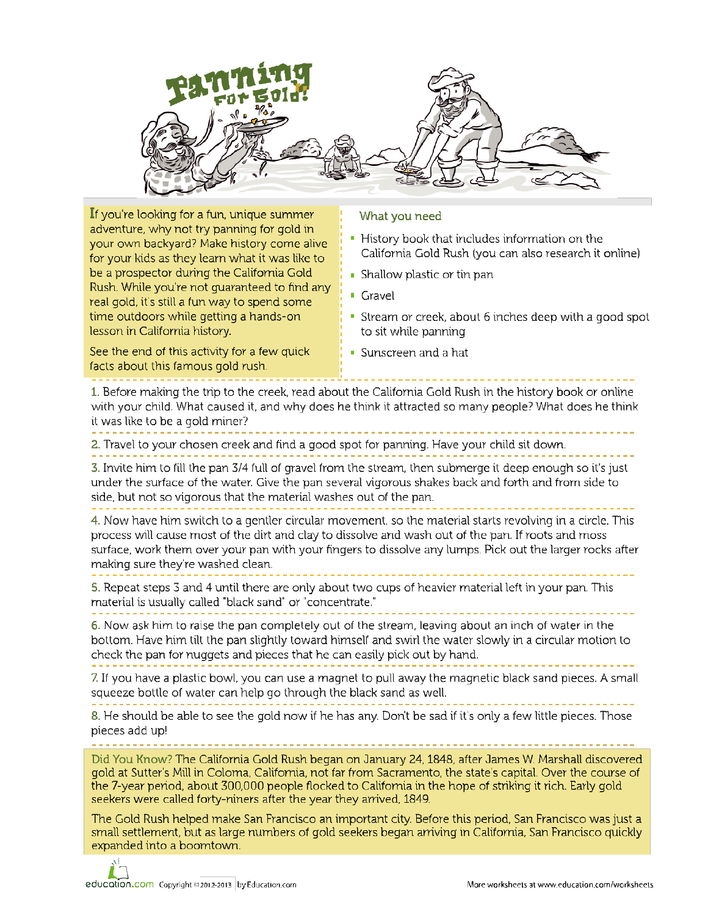# Panning for Gold!

If you're looking for a fun, unique summer adventure, why not try panning for gold in your own backyard? Make history come alive for your kids as they learn what it was like to be a prospector during the California Gold Rush. While you're not guaranteed to find any real gold, it's still a fun way to spend some time outdoors while getting a hands-on lesson in California history.

See the end of this activity for a few quick facts about this famous gold rush.

## What you need

- History book that includes information on the California Gold Rush (you can also research it online)
- Shallow plastic or tin pan
- Gravel
- Stream or creek, about 6 inches deep with a good spot to sit while panning
- Sunscreen and a hat

1. Before making the trip to the creek, read about the California Gold Rush in the history book or online with your child. What caused it, and why does he think it attracted so many people? What does he think it was like to be a gold miner?

2. Travel to your chosen creek and find a good spot for panning. Have your child sit down.

3. Invite him to fill the pan 3/4 full of gravel from the stream, then submerge it deep enough so it's just under the surface of the water. Give the pan several vigorous shakes back and forth and from side to side, but not so vigorous that the material washes out of the pan.

4. Now have him switch to a gentler circular movement, so the material starts revolving in a circle. This process will cause most of the dirt and clay to dissolve and wash out of the pan. If roots and moss surface, work them over your pan with your fingers to dissolve any lumps. Pick out the larger rocks after making sure they're washed clean.

5. Repeat steps 3 and 4 until there are only about two cups of heavier material left in your pan. This material is usually called "black sand" or "concentrate."

6. Now ask him to raise the pan completely out of the stream, leaving about an inch of water in the bottom. Have him tilt the pan slightly toward himself and swirl the water slowly in a circular motion to check the pan for nuggets and pieces that he can easily pick out by hand.

7. If you have a plastic bowl, you can use a magnet to pull away the magnetic black sand pieces. A small squeeze bottle of water can help go through the black sand as well.

8. He should be able to see the gold now if he has any. Don't be sad if it's only a few little pieces. Those pieces add up!

**Did You Know?** The California Gold Rush began on January 24, 1848, after James W. Marshall discovered gold at Sutter's Mill in Coloma, California, not far from Sacramento, the state's capital. Over the course of the 7-year period, about 300,000 people flocked to California in the hope of striking it rich. Early gold seekers were called forty-niners after the year they arrived, 1849.

The Gold Rush helped make San Francisco an important city. Before this period, San Francisco was just a small settlement, but as large numbers of gold seekers began arriving in California, San Francisco quickly expanded into a boomtown.